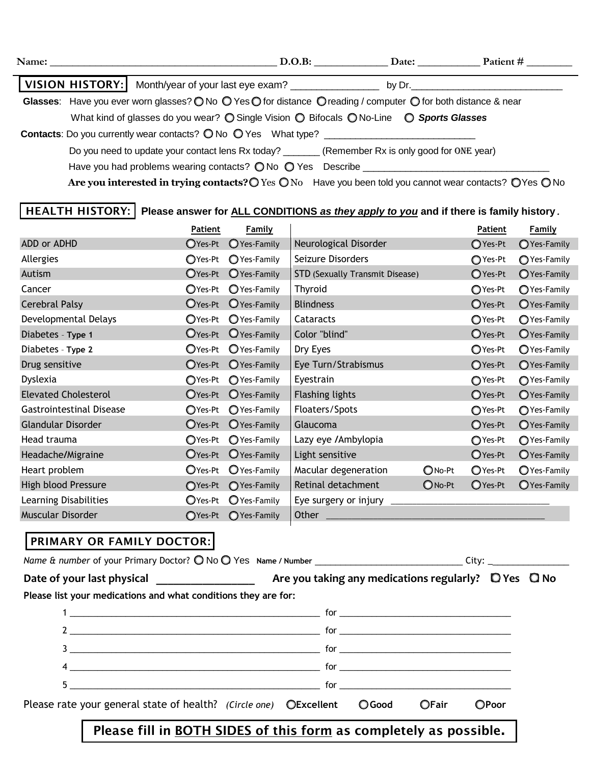**Name:** ________________________________________ **D.O.B:** _____________ **Date:** ___________ **Patient #** ________

## VISION HISTORY:

Month/year of your last eye exam? ________________ by Dr.____________________________

**Glasses**: Have you ever worn glasses? ○ No ○ Yes ○ for distance ○ reading / computer ○ for both distance & near

What kind of glasses do you wear? ○ Single Vision ○ Bifocals ○ No-Line ○ ***Sports Glasses***

**Contacts**: Do you currently wear contacts? ○ No ○ Yes What type? ____________________________

Do you need to update your contact lens Rx today? _______ (Remember Rx is only good for ONE year)

Have you had problems wearing contacts? ○ No ○ Yes Describe ___________________________________

**Are you interested in trying contacts?** ○ Yes ○ No Have you been told you cannot wear contacts? ○ Yes ○ No

## HEALTH HISTORY:

**Please answer for ALL CONDITIONS *as they apply to you* and if there is family history.**

| | Patient | Family | | | Patient | Family |
|---|---|---|---|---|---|---|
| ADD or ADHD | ○Yes-Pt | ○Yes-Family | Neurological Disorder | | ○Yes-Pt | ○Yes-Family |
| Allergies | ○Yes-Pt | ○Yes-Family | Seizure Disorders | | ○Yes-Pt | ○Yes-Family |
| Autism | ○Yes-Pt | ○Yes-Family | STD (Sexually Transmit Disease) | | ○Yes-Pt | ○Yes-Family |
| Cancer | ○Yes-Pt | ○Yes-Family | Thyroid | | ○Yes-Pt | ○Yes-Family |
| Cerebral Palsy | ○Yes-Pt | ○Yes-Family | Blindness | | ○Yes-Pt | ○Yes-Family |
| Developmental Delays | ○Yes-Pt | ○Yes-Family | Cataracts | | ○Yes-Pt | ○Yes-Family |
| Diabetes - **Type 1** | ○Yes-Pt | ○Yes-Family | Color "blind" | | ○Yes-Pt | ○Yes-Family |
| Diabetes - **Type 2** | ○Yes-Pt | ○Yes-Family | Dry Eyes | | ○Yes-Pt | ○Yes-Family |
| Drug sensitive | ○Yes-Pt | ○Yes-Family | Eye Turn/Strabismus | | ○Yes-Pt | ○Yes-Family |
| Dyslexia | ○Yes-Pt | ○Yes-Family | Eyestrain | | ○Yes-Pt | ○Yes-Family |
| Elevated Cholesterol | ○Yes-Pt | ○Yes-Family | Flashing lights | | ○Yes-Pt | ○Yes-Family |
| Gastrointestinal Disease | ○Yes-Pt | ○Yes-Family | Floaters/Spots | | ○Yes-Pt | ○Yes-Family |
| Glandular Disorder | ○Yes-Pt | ○Yes-Family | Glaucoma | | ○Yes-Pt | ○Yes-Family |
| Head trauma | ○Yes-Pt | ○Yes-Family | Lazy eye /Ambylopia | | ○Yes-Pt | ○Yes-Family |
| Headache/Migraine | ○Yes-Pt | ○Yes-Family | Light sensitive | | ○Yes-Pt | ○Yes-Family |
| Heart problem | ○Yes-Pt | ○Yes-Family | Macular degeneration | ○No-Pt | ○Yes-Pt | ○Yes-Family |
| High blood Pressure | ○Yes-Pt | ○Yes-Family | Retinal detachment | ○No-Pt | ○Yes-Pt | ○Yes-Family |
| Learning Disabilities | ○Yes-Pt | ○Yes-Family | Eye surgery or injury ______________________________ | | | |
| Muscular Disorder | ○Yes-Pt | ○Yes-Family | Other ________________________________________ | | | |

## PRIMARY OR FAMILY DOCTOR:

*Name & number* of your Primary Doctor? ○ No ○ Yes **Name / Number** ______________________________ City: ________________

**Date of your last physical** _________________ **Are you taking any medications regularly?** ○ **Yes** ○ **No**

**Please list your medications and what conditions they are for:**

1 ____________________________________________________ for ____________________________________

2 ____________________________________________________ for ____________________________________

3 ____________________________________________________ for ____________________________________

4 ____________________________________________________ for ____________________________________

5 ____________________________________________________ for ____________________________________

Please rate your general state of health? *(Circle one)* ○**Excellent** ○**Good** ○**Fair** ○**Poor**

**Please fill in BOTH SIDES of this form as completely as possible.**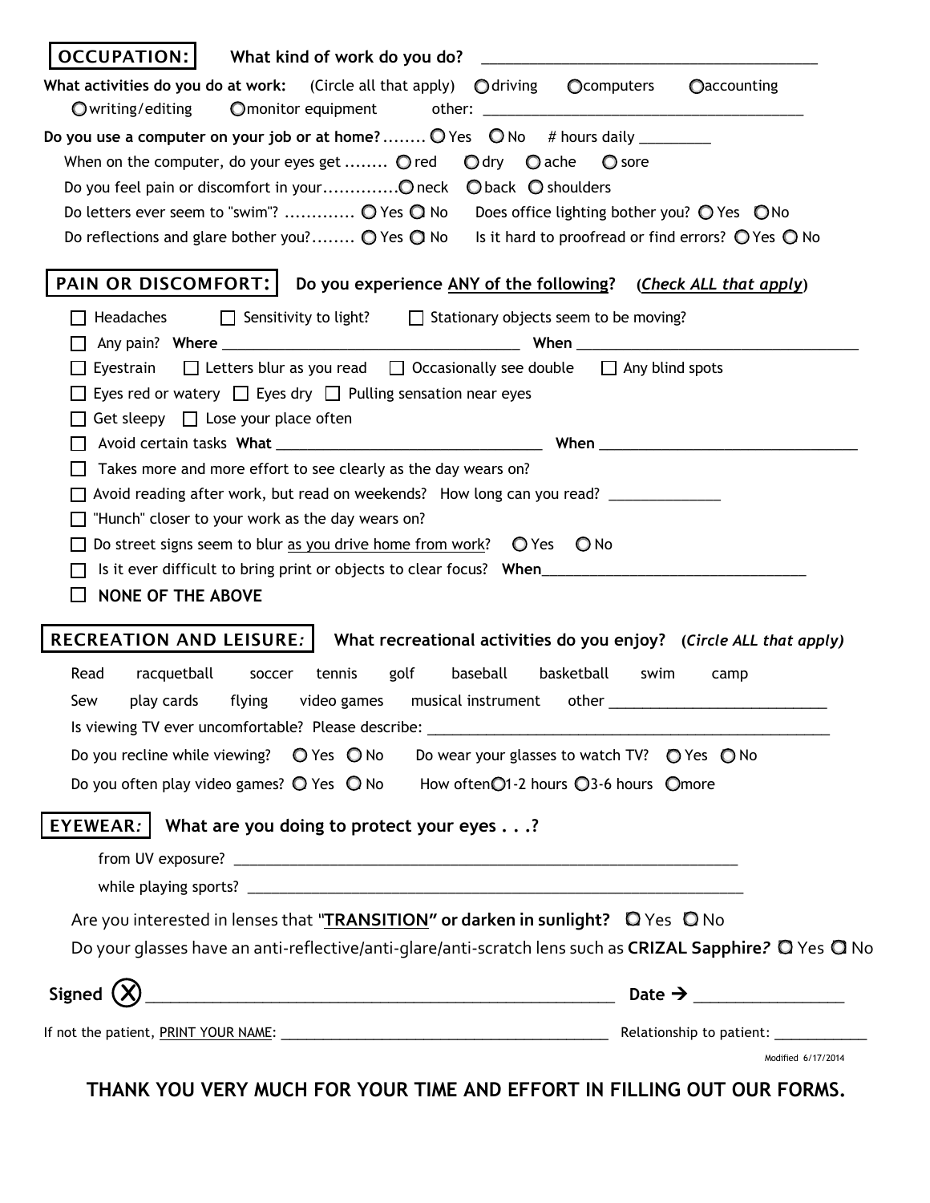**OCCUPATION:** **What kind of work do you do?** ________________________________________

**What activities do you do at work:** (Circle all that apply) ◯ driving ◯ computers ◯ accounting ◯ writing/editing ◯ monitor equipment other: ________________________________________

**Do you use a computer on your job or at home?** ........ ◯ Yes ◯ No # hours daily _________

When on the computer, do your eyes get ........ ◯ red ◯ dry ◯ ache ◯ sore

Do you feel pain or discomfort in your.............. ◯ neck ◯ back ◯ shoulders

Do letters ever seem to "swim"? ............. ◯ Yes ◯ No Does office lighting bother you? ◯ Yes ◯ No

Do reflections and glare bother you?........ ◯ Yes ◯ No Is it hard to proofread or find errors? ◯ Yes ◯ No

**PAIN OR DISCOMFORT:** **Do you experience ANY of the following?** (***Check ALL that apply***)

- ☐ Headaches ☐ Sensitivity to light? ☐ Stationary objects seem to be moving?
- ☐ Any pain? **Where** ____________________________________ **When** ____________________________________
- ☐ Eyestrain ☐ Letters blur as you read ☐ Occasionally see double ☐ Any blind spots
- ☐ Eyes red or watery ☐ Eyes dry ☐ Pulling sensation near eyes
- ☐ Get sleepy ☐ Lose your place often
- ☐ Avoid certain tasks **What** _________________________________ **When** _________________________________
- ☐ Takes more and more effort to see clearly as the day wears on?
- ☐ Avoid reading after work, but read on weekends? How long can you read? ______________
- ☐ "Hunch" closer to your work as the day wears on?
- ☐ Do street signs seem to blur as you drive home from work? ◯ Yes ◯ No
- ☐ Is it ever difficult to bring print or objects to clear focus? **When**_________________________________
- ☐ **NONE OF THE ABOVE**

**RECREATION AND LEISURE*:*** **What recreational activities do you enjoy?** (***Circle ALL that apply)***

Read racquetball soccer tennis golf baseball basketball swim camp

Sew play cards flying video games musical instrument other ___________________________

Is viewing TV ever uncomfortable? Please describe: ___________________________________________________

Do you recline while viewing? ◯ Yes ◯ No Do wear your glasses to watch TV? ◯ Yes ◯ No

Do you often play video games? ◯ Yes ◯ No How often ◯ 1-2 hours ◯ 3-6 hours ◯ more

**EYEWEAR*:*** **What are you doing to protect your eyes . . .?**

from UV exposure? ________________________________________________________________

while playing sports? ______________________________________________________________

Are you interested in lenses that "**TRANSITION" or darken in sunlight?** ◯ Yes ◯ No

Do your glasses have an anti-reflective/anti-glare/anti-scratch lens such as **CRIZAL Sapphire*?*** ◯ Yes ◯ No

**Signed** Ⓧ ______________________________________________________ **Date →** _________________

If not the patient, PRINT YOUR NAME: __________________________________________ Relationship to patient: ____________

Modified 6/17/2014

**THANK YOU VERY MUCH FOR YOUR TIME AND EFFORT IN FILLING OUT OUR FORMS.**